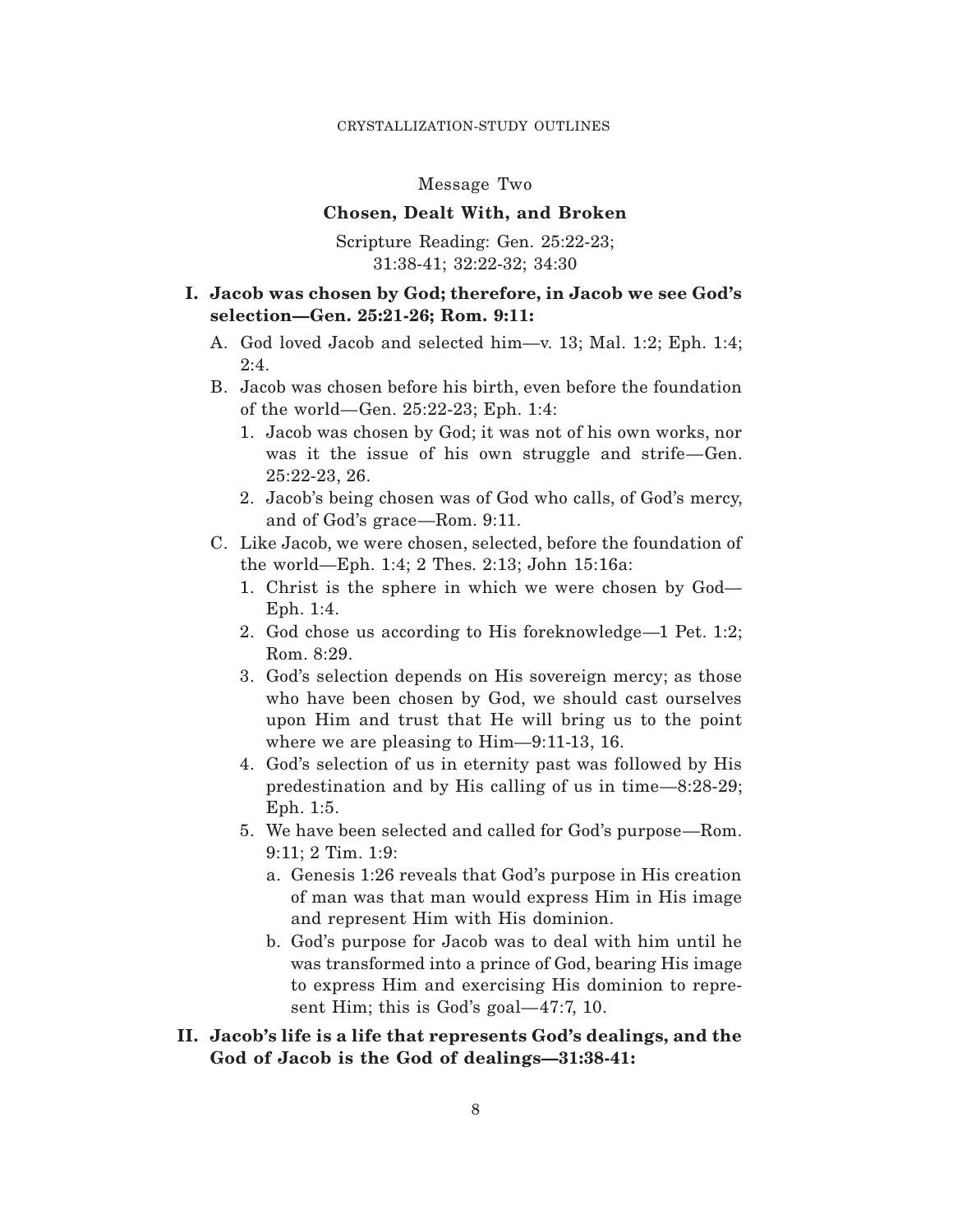## Message Two

### Chosen, Dealt With, and Broken

Scripture Reading: Gen. 25:22-23; 31:38-41; 32:22-32; 34:30

**I. Jacob was chosen by God; therefore, in Jacob we see God's selection—Gen. 25:21-26; Rom. 9:11:**

- A. God loved Jacob and selected him—v. 13; Mal. 1:2; Eph. 1:4; 2:4.
- B. Jacob was chosen before his birth, even before the foundation of the world—Gen. 25:22-23; Eph. 1:4:
  1. Jacob was chosen by God; it was not of his own works, nor was it the issue of his own struggle and strife—Gen. 25:22-23, 26.
  2. Jacob's being chosen was of God who calls, of God's mercy, and of God's grace—Rom. 9:11.
- C. Like Jacob, we were chosen, selected, before the foundation of the world—Eph. 1:4; 2 Thes. 2:13; John 15:16a:
  1. Christ is the sphere in which we were chosen by God—Eph. 1:4.
  2. God chose us according to His foreknowledge—1 Pet. 1:2; Rom. 8:29.
  3. God's selection depends on His sovereign mercy; as those who have been chosen by God, we should cast ourselves upon Him and trust that He will bring us to the point where we are pleasing to Him—9:11-13, 16.
  4. God's selection of us in eternity past was followed by His predestination and by His calling of us in time—8:28-29; Eph. 1:5.
  5. We have been selected and called for God's purpose—Rom. 9:11; 2 Tim. 1:9:
     - a. Genesis 1:26 reveals that God's purpose in His creation of man was that man would express Him in His image and represent Him with His dominion.
     - b. God's purpose for Jacob was to deal with him until he was transformed into a prince of God, bearing His image to express Him and exercising His dominion to represent Him; this is God's goal—47:7, 10.

**II. Jacob's life is a life that represents God's dealings, and the God of Jacob is the God of dealings—31:38-41:**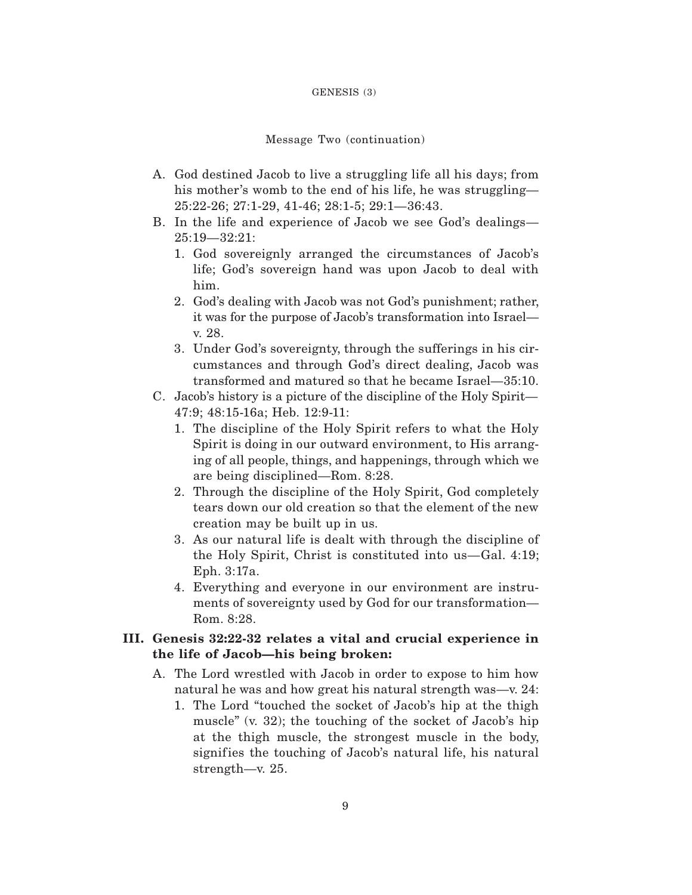Message Two (continuation)

- A. God destined Jacob to live a struggling life all his days; from his mother's womb to the end of his life, he was struggling—25:22-26; 27:1-29, 41-46; 28:1-5; 29:1—36:43.
- B. In the life and experience of Jacob we see God's dealings—25:19—32:21:
  1. God sovereignly arranged the circumstances of Jacob's life; God's sovereign hand was upon Jacob to deal with him.
  2. God's dealing with Jacob was not God's punishment; rather, it was for the purpose of Jacob's transformation into Israel—v. 28.
  3. Under God's sovereignty, through the sufferings in his circumstances and through God's direct dealing, Jacob was transformed and matured so that he became Israel—35:10.
- C. Jacob's history is a picture of the discipline of the Holy Spirit—47:9; 48:15-16a; Heb. 12:9-11:
  1. The discipline of the Holy Spirit refers to what the Holy Spirit is doing in our outward environment, to His arranging of all people, things, and happenings, through which we are being disciplined—Rom. 8:28.
  2. Through the discipline of the Holy Spirit, God completely tears down our old creation so that the element of the new creation may be built up in us.
  3. As our natural life is dealt with through the discipline of the Holy Spirit, Christ is constituted into us—Gal. 4:19; Eph. 3:17a.
  4. Everything and everyone in our environment are instruments of sovereignty used by God for our transformation—Rom. 8:28.

**III. Genesis 32:22-32 relates a vital and crucial experience in the life of Jacob—his being broken:**

- A. The Lord wrestled with Jacob in order to expose to him how natural he was and how great his natural strength was—v. 24:
  1. The Lord "touched the socket of Jacob's hip at the thigh muscle" (v. 32); the touching of the socket of Jacob's hip at the thigh muscle, the strongest muscle in the body, signifies the touching of Jacob's natural life, his natural strength—v. 25.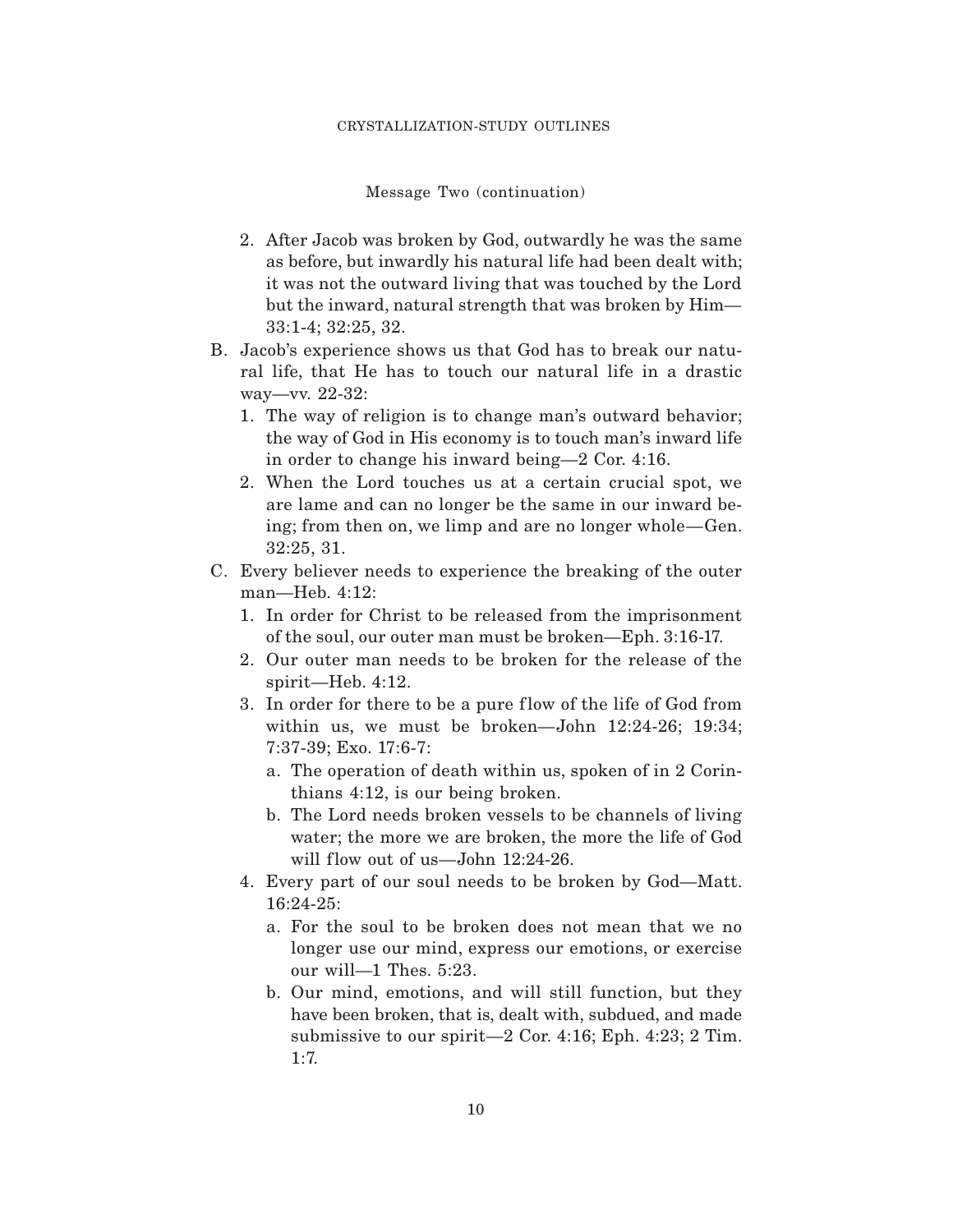Message Two (continuation)

2. After Jacob was broken by God, outwardly he was the same as before, but inwardly his natural life had been dealt with; it was not the outward living that was touched by the Lord but the inward, natural strength that was broken by Him—33:1-4; 32:25, 32.

B. Jacob's experience shows us that God has to break our natural life, that He has to touch our natural life in a drastic way—vv. 22-32:
   1. The way of religion is to change man's outward behavior; the way of God in His economy is to touch man's inward life in order to change his inward being—2 Cor. 4:16.
   2. When the Lord touches us at a certain crucial spot, we are lame and can no longer be the same in our inward being; from then on, we limp and are no longer whole—Gen. 32:25, 31.

C. Every believer needs to experience the breaking of the outer man—Heb. 4:12:
   1. In order for Christ to be released from the imprisonment of the soul, our outer man must be broken—Eph. 3:16-17.
   2. Our outer man needs to be broken for the release of the spirit—Heb. 4:12.
   3. In order for there to be a pure flow of the life of God from within us, we must be broken—John 12:24-26; 19:34; 7:37-39; Exo. 17:6-7:
      a. The operation of death within us, spoken of in 2 Corinthians 4:12, is our being broken.
      b. The Lord needs broken vessels to be channels of living water; the more we are broken, the more the life of God will flow out of us—John 12:24-26.
   4. Every part of our soul needs to be broken by God—Matt. 16:24-25:
      a. For the soul to be broken does not mean that we no longer use our mind, express our emotions, or exercise our will—1 Thes. 5:23.
      b. Our mind, emotions, and will still function, but they have been broken, that is, dealt with, subdued, and made submissive to our spirit—2 Cor. 4:16; Eph. 4:23; 2 Tim. 1:7.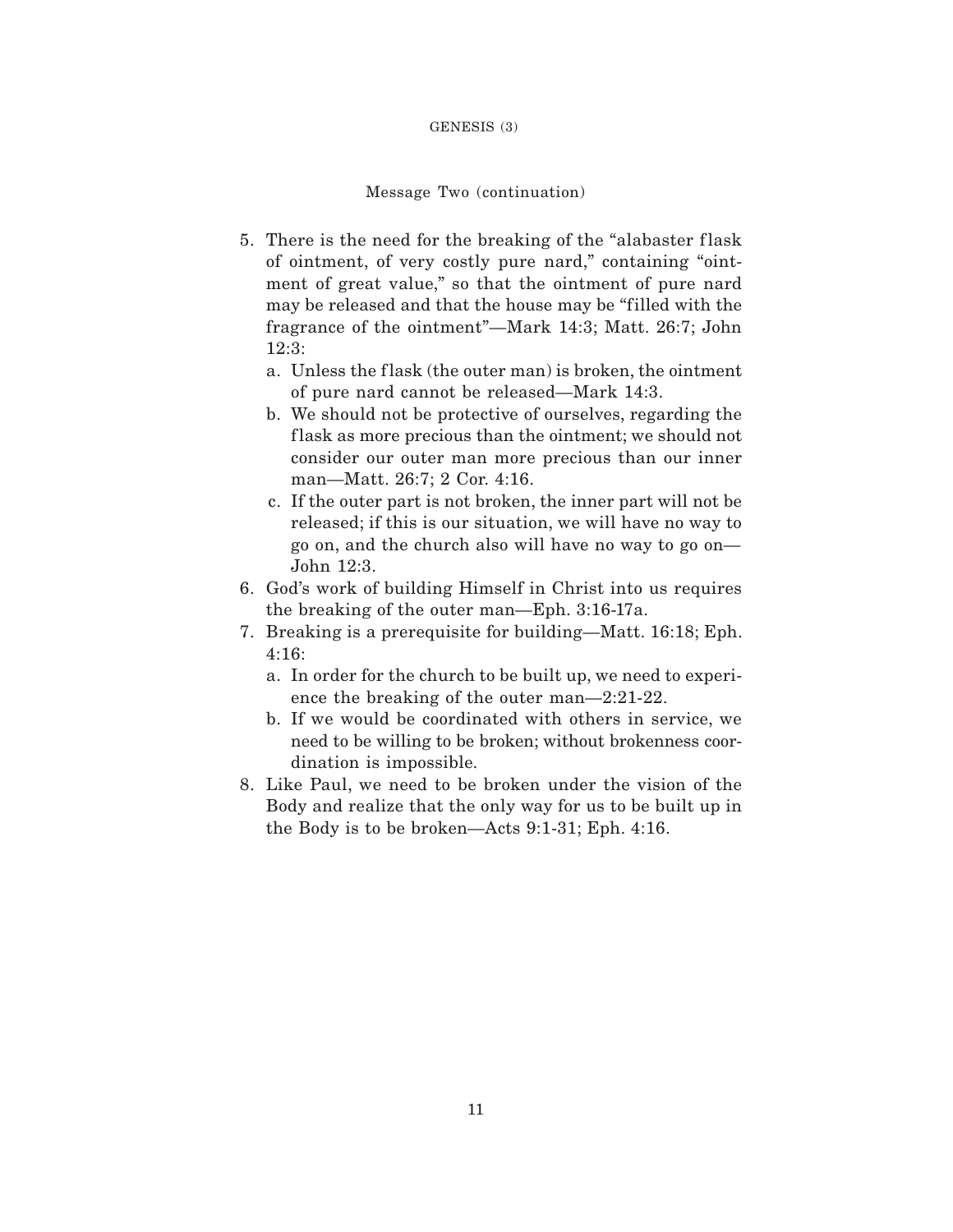Message Two (continuation)

5. There is the need for the breaking of the "alabaster flask of ointment, of very costly pure nard," containing "ointment of great value," so that the ointment of pure nard may be released and that the house may be "filled with the fragrance of the ointment"—Mark 14:3; Matt. 26:7; John 12:3:
   a. Unless the flask (the outer man) is broken, the ointment of pure nard cannot be released—Mark 14:3.
   b. We should not be protective of ourselves, regarding the flask as more precious than the ointment; we should not consider our outer man more precious than our inner man—Matt. 26:7; 2 Cor. 4:16.
   c. If the outer part is not broken, the inner part will not be released; if this is our situation, we will have no way to go on, and the church also will have no way to go on—John 12:3.
6. God's work of building Himself in Christ into us requires the breaking of the outer man—Eph. 3:16-17a.
7. Breaking is a prerequisite for building—Matt. 16:18; Eph. 4:16:
   a. In order for the church to be built up, we need to experience the breaking of the outer man—2:21-22.
   b. If we would be coordinated with others in service, we need to be willing to be broken; without brokenness coordination is impossible.
8. Like Paul, we need to be broken under the vision of the Body and realize that the only way for us to be built up in the Body is to be broken—Acts 9:1-31; Eph. 4:16.